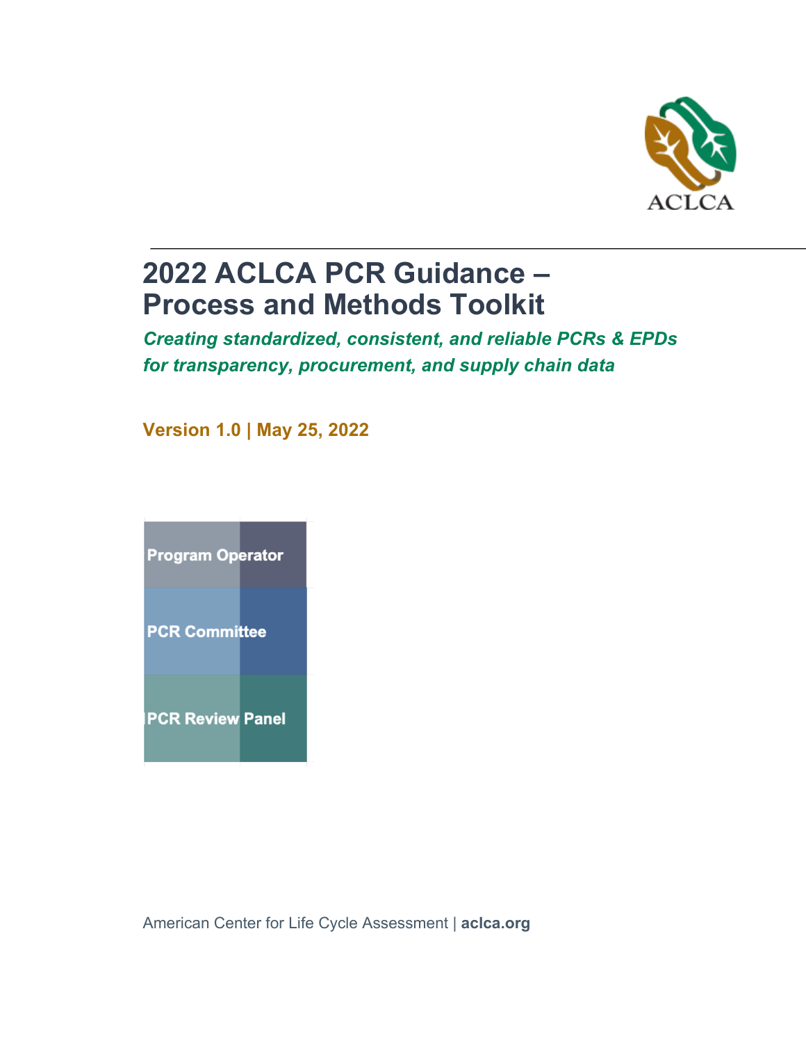ACLCA

# 2022 ACLCA PCR Guidance – Process and Methods Toolkit

***Creating standardized, consistent, and reliable PCRs & EPDs for transparency, procurement, and supply chain data***

**Version 1.0 | May 25, 2022**

Program Operator

PCR Committee

PCR Review Panel

American Center for Life Cycle Assessment | **aclca.org**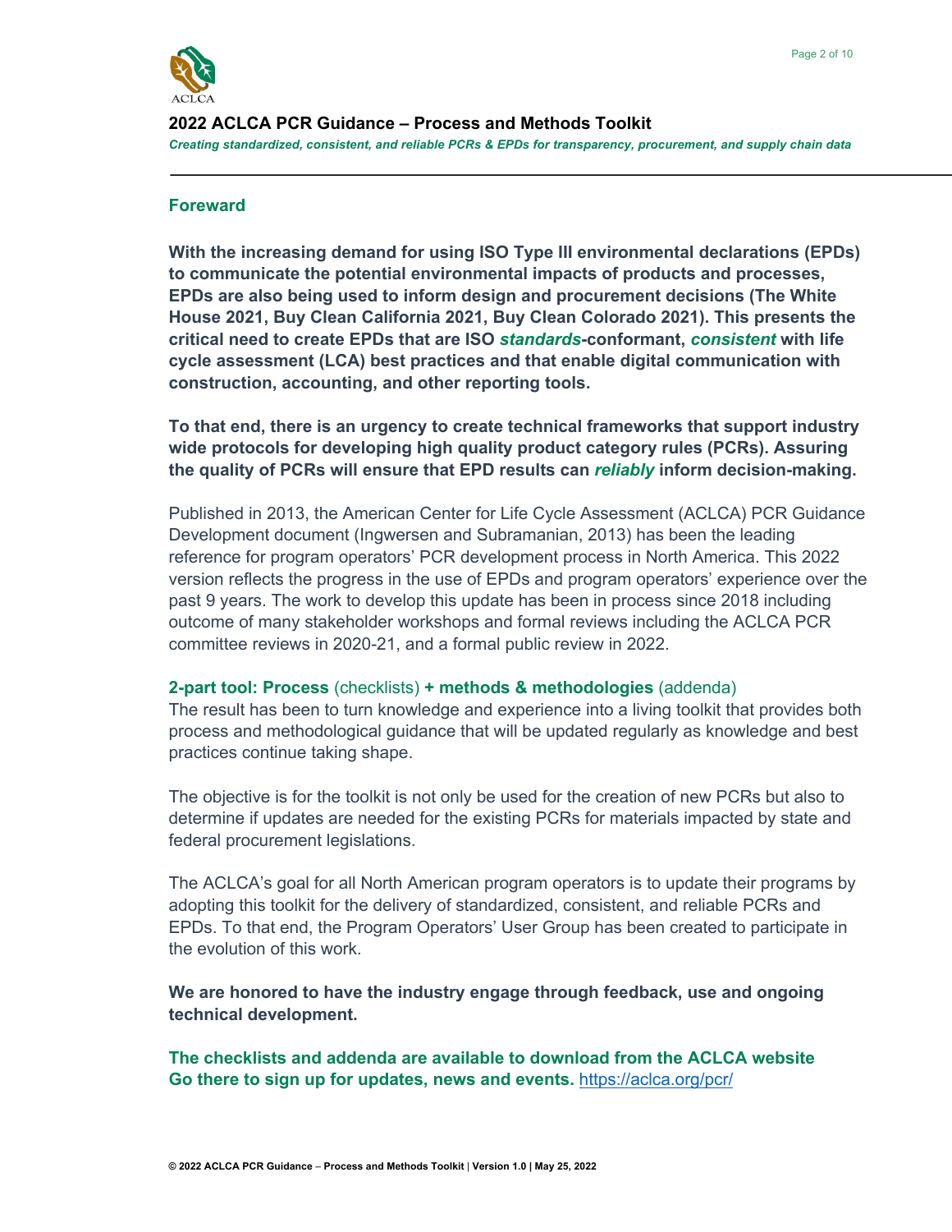## Foreward

**With the increasing demand for using ISO Type III environmental declarations (EPDs) to communicate the potential environmental impacts of products and processes, EPDs are also being used to inform design and procurement decisions (The White House 2021, Buy Clean California 2021, Buy Clean Colorado 2021). This presents the critical need to create EPDs that are ISO *standards*-conformant, *consistent* with life cycle assessment (LCA) best practices and that enable digital communication with construction, accounting, and other reporting tools.**

**To that end, there is an urgency to create technical frameworks that support industry wide protocols for developing high quality product category rules (PCRs). Assuring the quality of PCRs will ensure that EPD results can *reliably* inform decision-making.**

Published in 2013, the American Center for Life Cycle Assessment (ACLCA) PCR Guidance Development document (Ingwersen and Subramanian, 2013) has been the leading reference for program operators' PCR development process in North America. This 2022 version reflects the progress in the use of EPDs and program operators' experience over the past 9 years. The work to develop this update has been in process since 2018 including outcome of many stakeholder workshops and formal reviews including the ACLCA PCR committee reviews in 2020-21, and a formal public review in 2022.

**2-part tool: Process** (checklists) **+ methods & methodologies** (addenda)

The result has been to turn knowledge and experience into a living toolkit that provides both process and methodological guidance that will be updated regularly as knowledge and best practices continue taking shape.

The objective is for the toolkit is not only be used for the creation of new PCRs but also to determine if updates are needed for the existing PCRs for materials impacted by state and federal procurement legislations.

The ACLCA's goal for all North American program operators is to update their programs by adopting this toolkit for the delivery of standardized, consistent, and reliable PCRs and EPDs. To that end, the Program Operators' User Group has been created to participate in the evolution of this work.

**We are honored to have the industry engage through feedback, use and ongoing technical development.**

**The checklists and addenda are available to download from the ACLCA website Go there to sign up for updates, news and events.** https://aclca.org/pcr/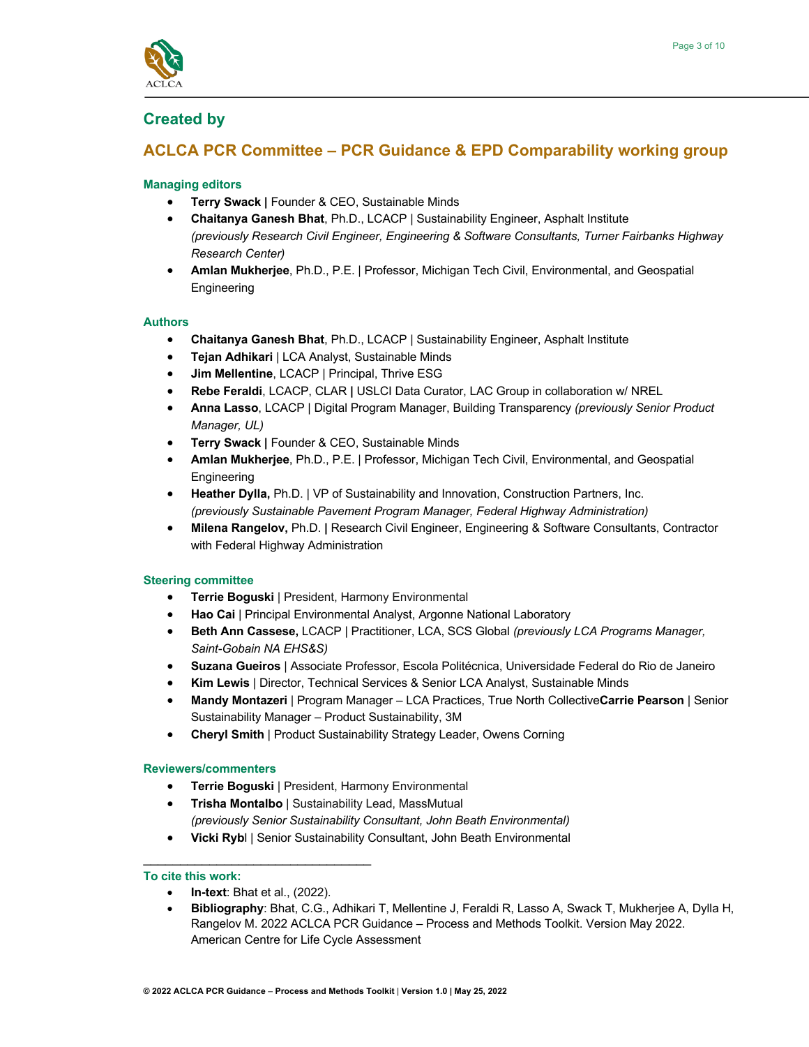## Created by

## ACLCA PCR Committee – PCR Guidance & EPD Comparability working group

#### Managing editors

- **Terry Swack |** Founder & CEO, Sustainable Minds
- **Chaitanya Ganesh Bhat**, Ph.D., LCACP | Sustainability Engineer, Asphalt Institute *(previously Research Civil Engineer, Engineering & Software Consultants, Turner Fairbanks Highway Research Center)*
- **Amlan Mukherjee**, Ph.D., P.E. | Professor, Michigan Tech Civil, Environmental, and Geospatial Engineering

#### Authors

- **Chaitanya Ganesh Bhat**, Ph.D., LCACP | Sustainability Engineer, Asphalt Institute
- **Tejan Adhikari** | LCA Analyst, Sustainable Minds
- **Jim Mellentine**, LCACP | Principal, Thrive ESG
- **Rebe Feraldi**, LCACP, CLAR **|** USLCI Data Curator, LAC Group in collaboration w/ NREL
- **Anna Lasso**, LCACP | Digital Program Manager, Building Transparency *(previously Senior Product Manager, UL)*
- **Terry Swack |** Founder & CEO, Sustainable Minds
- **Amlan Mukherjee**, Ph.D., P.E. | Professor, Michigan Tech Civil, Environmental, and Geospatial Engineering
- **Heather Dylla,** Ph.D. | VP of Sustainability and Innovation, Construction Partners, Inc. *(previously Sustainable Pavement Program Manager, Federal Highway Administration)*
- **Milena Rangelov,** Ph.D. **|** Research Civil Engineer, Engineering & Software Consultants, Contractor with Federal Highway Administration

#### Steering committee

- **Terrie Boguski** | President, Harmony Environmental
- **Hao Cai** | Principal Environmental Analyst, Argonne National Laboratory
- **Beth Ann Cassese,** LCACP | Practitioner, LCA, SCS Global *(previously LCA Programs Manager, Saint-Gobain NA EHS&S)*
- **Suzana Gueiros** | Associate Professor, Escola Politécnica, Universidade Federal do Rio de Janeiro
- **Kim Lewis** | Director, Technical Services & Senior LCA Analyst, Sustainable Minds
- **Mandy Montazeri** | Program Manager – LCA Practices, True North Collective**Carrie Pearson** | Senior Sustainability Manager – Product Sustainability, 3M
- **Cheryl Smith** | Product Sustainability Strategy Leader, Owens Corning

#### Reviewers/commenters

- **Terrie Boguski** | President, Harmony Environmental
- **Trisha Montalbo** | Sustainability Lead, MassMutual *(previously Senior Sustainability Consultant, John Beath Environmental)*
- **Vicki Rybl** | Senior Sustainability Consultant, John Beath Environmental

---

#### To cite this work:

- **In-text**: Bhat et al., (2022).
- **Bibliography**: Bhat, C.G., Adhikari T, Mellentine J, Feraldi R, Lasso A, Swack T, Mukherjee A, Dylla H, Rangelov M. 2022 ACLCA PCR Guidance – Process and Methods Toolkit. Version May 2022. American Centre for Life Cycle Assessment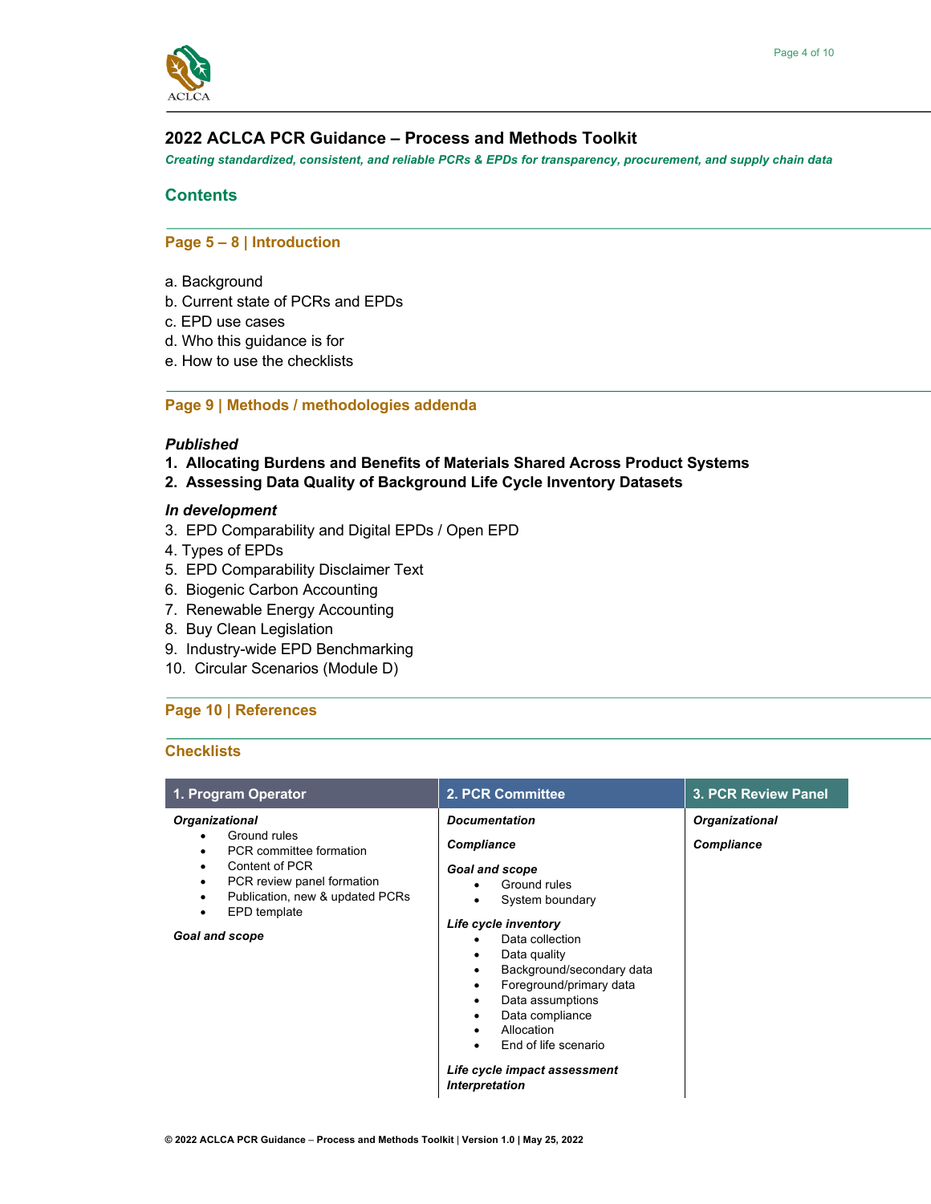# 2022 ACLCA PCR Guidance – Process and Methods Toolkit

***Creating standardized, consistent, and reliable PCRs & EPDs for transparency, procurement, and supply chain data***

## Contents

### Page 5 – 8 | Introduction

a. Background
b. Current state of PCRs and EPDs
c. EPD use cases
d. Who this guidance is for
e. How to use the checklists

### Page 9 | Methods / methodologies addenda

***Published***

1. **Allocating Burdens and Benefits of Materials Shared Across Product Systems**
2. **Assessing Data Quality of Background Life Cycle Inventory Datasets**

***In development***

3. EPD Comparability and Digital EPDs / Open EPD
4. Types of EPDs
5. EPD Comparability Disclaimer Text
6. Biogenic Carbon Accounting
7. Renewable Energy Accounting
8. Buy Clean Legislation
9. Industry-wide EPD Benchmarking
10. Circular Scenarios (Module D)

### Page 10 | References

### Checklists

| 1. Program Operator | 2. PCR Committee | 3. PCR Review Panel |
|---|---|---|
| ***Organizational***<br>• Ground rules<br>• PCR committee formation<br>• Content of PCR<br>• PCR review panel formation<br>• Publication, new & updated PCRs<br>• EPD template<br><br>***Goal and scope*** | ***Documentation***<br><br>***Compliance***<br><br>***Goal and scope***<br>• Ground rules<br>• System boundary<br><br>***Life cycle inventory***<br>• Data collection<br>• Data quality<br>• Background/secondary data<br>• Foreground/primary data<br>• Data assumptions<br>• Data compliance<br>• Allocation<br>• End of life scenario<br><br>***Life cycle impact assessment***<br>***Interpretation*** | ***Organizational***<br><br>***Compliance*** |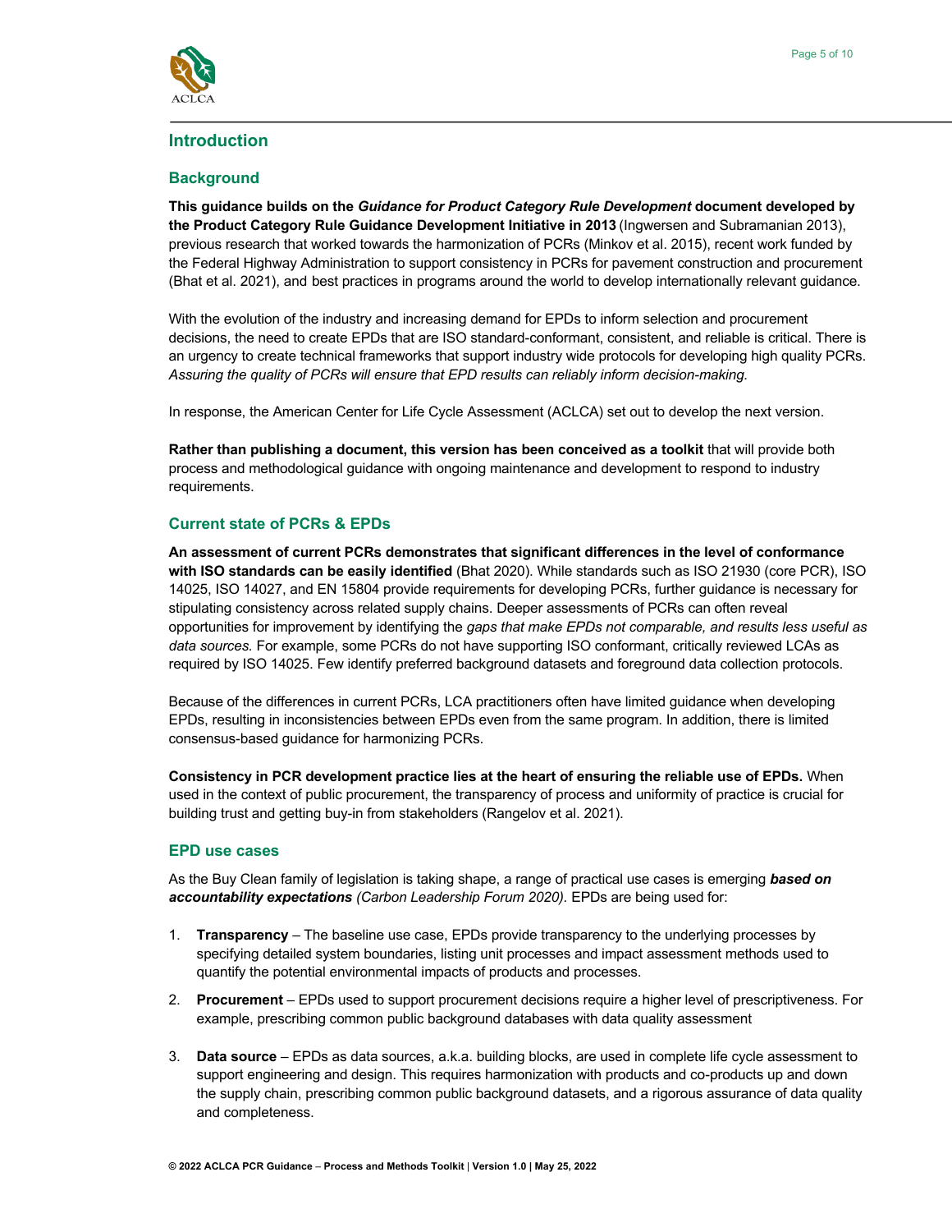## Introduction

### Background

**This guidance builds on the *Guidance for Product Category Rule Development* document developed by the Product Category Rule Guidance Development Initiative in 2013** (Ingwersen and Subramanian 2013), previous research that worked towards the harmonization of PCRs (Minkov et al. 2015), recent work funded by the Federal Highway Administration to support consistency in PCRs for pavement construction and procurement (Bhat et al. 2021), and best practices in programs around the world to develop internationally relevant guidance.

With the evolution of the industry and increasing demand for EPDs to inform selection and procurement decisions, the need to create EPDs that are ISO standard-conformant, consistent, and reliable is critical. There is an urgency to create technical frameworks that support industry wide protocols for developing high quality PCRs. *Assuring the quality of PCRs will ensure that EPD results can reliably inform decision-making.*

In response, the American Center for Life Cycle Assessment (ACLCA) set out to develop the next version.

**Rather than publishing a document, this version has been conceived as a toolkit** that will provide both process and methodological guidance with ongoing maintenance and development to respond to industry requirements.

### Current state of PCRs & EPDs

**An assessment of current PCRs demonstrates that significant differences in the level of conformance with ISO standards can be easily identified** (Bhat 2020). While standards such as ISO 21930 (core PCR), ISO 14025, ISO 14027, and EN 15804 provide requirements for developing PCRs, further guidance is necessary for stipulating consistency across related supply chains. Deeper assessments of PCRs can often reveal opportunities for improvement by identifying the *gaps that make EPDs not comparable, and results less useful as data sources.* For example, some PCRs do not have supporting ISO conformant, critically reviewed LCAs as required by ISO 14025. Few identify preferred background datasets and foreground data collection protocols.

Because of the differences in current PCRs, LCA practitioners often have limited guidance when developing EPDs, resulting in inconsistencies between EPDs even from the same program. In addition, there is limited consensus-based guidance for harmonizing PCRs.

**Consistency in PCR development practice lies at the heart of ensuring the reliable use of EPDs.** When used in the context of public procurement, the transparency of process and uniformity of practice is crucial for building trust and getting buy-in from stakeholders (Rangelov et al. 2021).

### EPD use cases

As the Buy Clean family of legislation is taking shape, a range of practical use cases is emerging ***based on accountability expectations*** *(Carbon Leadership Forum 2020).* EPDs are being used for:

1. **Transparency** – The baseline use case, EPDs provide transparency to the underlying processes by specifying detailed system boundaries, listing unit processes and impact assessment methods used to quantify the potential environmental impacts of products and processes.
2. **Procurement** – EPDs used to support procurement decisions require a higher level of prescriptiveness. For example, prescribing common public background databases with data quality assessment
3. **Data source** – EPDs as data sources, a.k.a. building blocks, are used in complete life cycle assessment to support engineering and design. This requires harmonization with products and co-products up and down the supply chain, prescribing common public background datasets, and a rigorous assurance of data quality and completeness.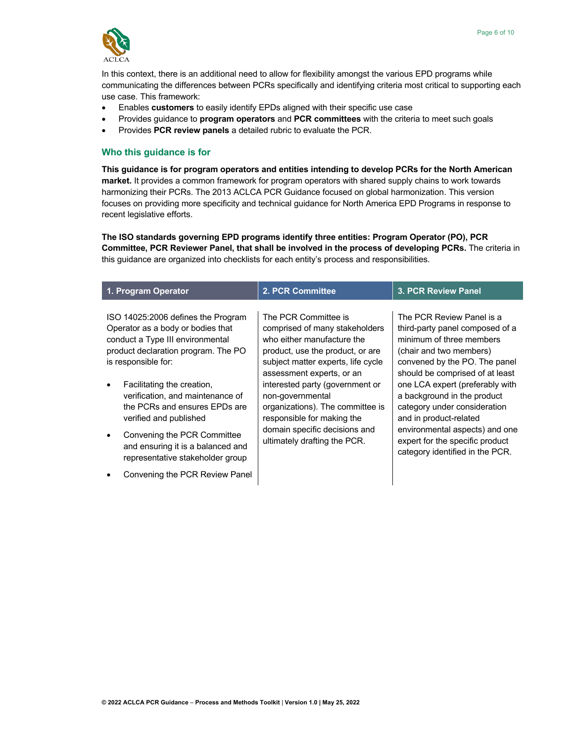In this context, there is an additional need to allow for flexibility amongst the various EPD programs while communicating the differences between PCRs specifically and identifying criteria most critical to supporting each use case. This framework:

- Enables **customers** to easily identify EPDs aligned with their specific use case
- Provides guidance to **program operators** and **PCR committees** with the criteria to meet such goals
- Provides **PCR review panels** a detailed rubric to evaluate the PCR.

## Who this guidance is for

**This guidance is for program operators and entities intending to develop PCRs for the North American market.** It provides a common framework for program operators with shared supply chains to work towards harmonizing their PCRs. The 2013 ACLCA PCR Guidance focused on global harmonization. This version focuses on providing more specificity and technical guidance for North America EPD Programs in response to recent legislative efforts.

**The ISO standards governing EPD programs identify three entities: Program Operator (PO), PCR Committee, PCR Reviewer Panel, that shall be involved in the process of developing PCRs.** The criteria in this guidance are organized into checklists for each entity's process and responsibilities.

| 1. Program Operator | 2. PCR Committee | 3. PCR Review Panel |
|---|---|---|
| ISO 14025:2006 defines the Program Operator as a body or bodies that conduct a Type III environmental product declaration program. The PO is responsible for:<br><br>• Facilitating the creation, verification, and maintenance of the PCRs and ensures EPDs are verified and published<br>• Convening the PCR Committee and ensuring it is a balanced and representative stakeholder group<br>• Convening the PCR Review Panel | The PCR Committee is comprised of many stakeholders who either manufacture the product, use the product, or are subject matter experts, life cycle assessment experts, or an interested party (government or non-governmental organizations). The committee is responsible for making the domain specific decisions and ultimately drafting the PCR. | The PCR Review Panel is a third-party panel composed of a minimum of three members (chair and two members) convened by the PO. The panel should be comprised of at least one LCA expert (preferably with a background in the product category under consideration and in product-related environmental aspects) and one expert for the specific product category identified in the PCR. |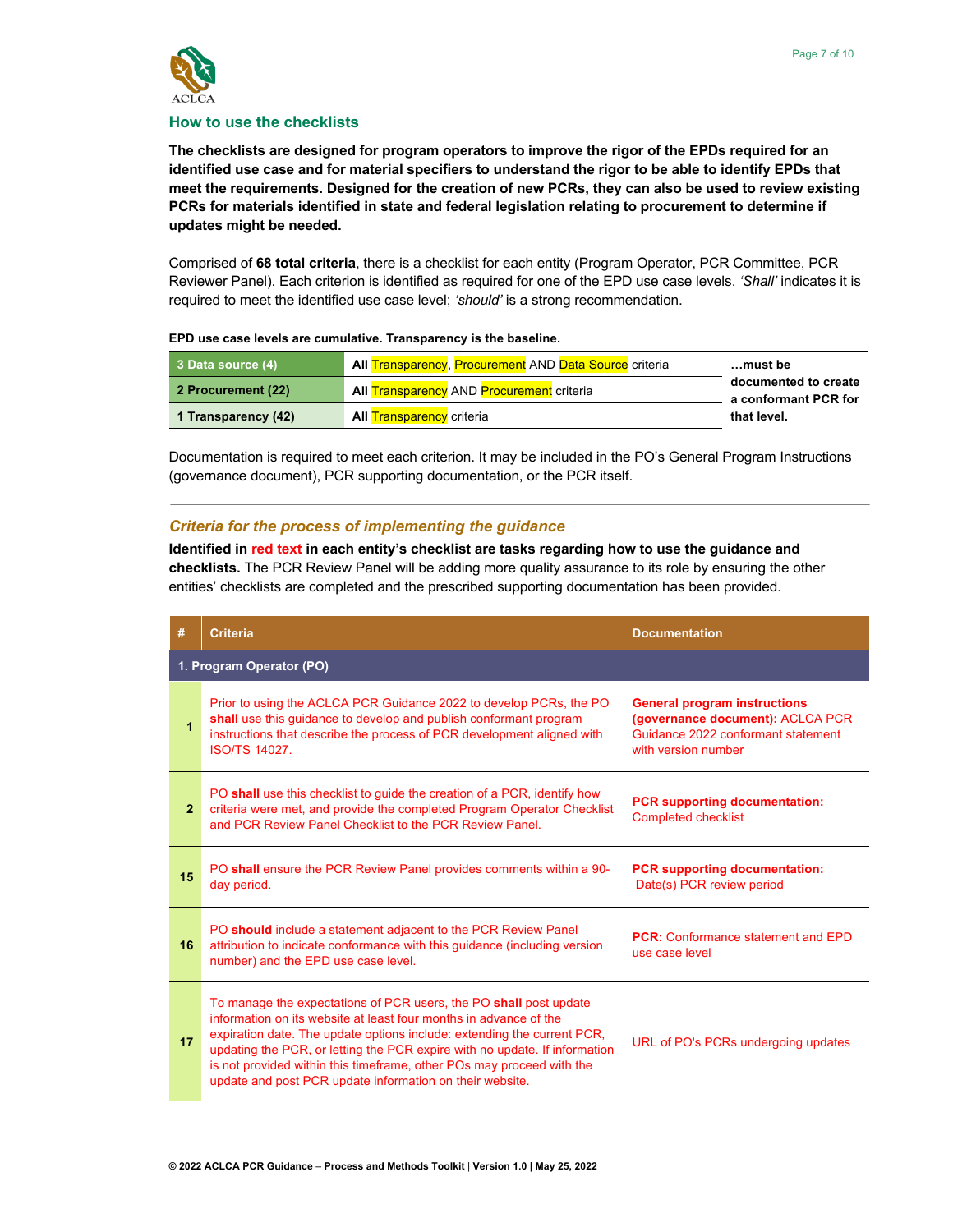## How to use the checklists

**The checklists are designed for program operators to improve the rigor of the EPDs required for an identified use case and for material specifiers to understand the rigor to be able to identify EPDs that meet the requirements. Designed for the creation of new PCRs, they can also be used to review existing PCRs for materials identified in state and federal legislation relating to procurement to determine if updates might be needed.**

Comprised of **68 total criteria**, there is a checklist for each entity (Program Operator, PCR Committee, PCR Reviewer Panel). Each criterion is identified as required for one of the EPD use case levels. *'Shall'* indicates it is required to meet the identified use case level; *'should'* is a strong recommendation.

**EPD use case levels are cumulative. Transparency is the baseline.**

| Level | Criteria | |
|---|---|---|
| 3 Data source (4) | **All** Transparency, Procurement AND Data Source criteria | **…must be documented to create a conformant PCR for that level.** |
| 2 Procurement (22) | **All** Transparency AND Procurement criteria | |
| 1 Transparency (42) | **All** Transparency criteria | |

Documentation is required to meet each criterion. It may be included in the PO's General Program Instructions (governance document), PCR supporting documentation, or the PCR itself.

### *Criteria for the process of implementing the guidance*

**Identified in red text in each entity's checklist are tasks regarding how to use the guidance and checklists.** The PCR Review Panel will be adding more quality assurance to its role by ensuring the other entities' checklists are completed and the prescribed supporting documentation has been provided.

| # | Criteria | Documentation |
|---|---|---|
| **1. Program Operator (PO)** | | |
| 1 | Prior to using the ACLCA PCR Guidance 2022 to develop PCRs, the PO **shall** use this guidance to develop and publish conformant program instructions that describe the process of PCR development aligned with ISO/TS 14027. | **General program instructions (governance document):** ACLCA PCR Guidance 2022 conformant statement with version number |
| 2 | PO **shall** use this checklist to guide the creation of a PCR, identify how criteria were met, and provide the completed Program Operator Checklist and PCR Review Panel Checklist to the PCR Review Panel. | **PCR supporting documentation:** Completed checklist |
| 15 | PO **shall** ensure the PCR Review Panel provides comments within a 90-day period. | **PCR supporting documentation:** Date(s) PCR review period |
| 16 | PO **should** include a statement adjacent to the PCR Review Panel attribution to indicate conformance with this guidance (including version number) and the EPD use case level. | **PCR:** Conformance statement and EPD use case level |
| 17 | To manage the expectations of PCR users, the PO **shall** post update information on its website at least four months in advance of the expiration date. The update options include: extending the current PCR, updating the PCR, or letting the PCR expire with no update. If information is not provided within this timeframe, other POs may proceed with the update and post PCR update information on their website. | URL of PO's PCRs undergoing updates |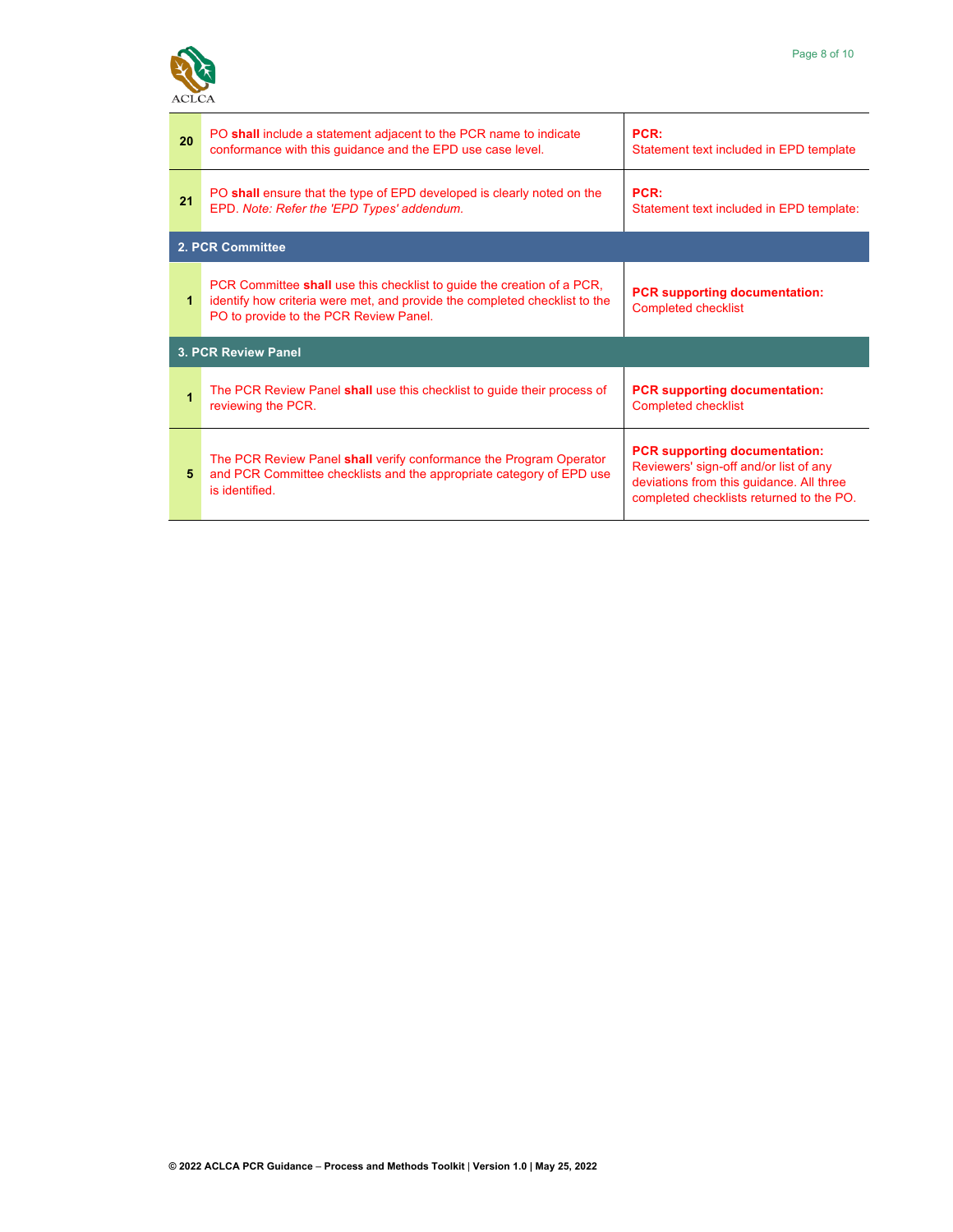| | | |
|---|---|---|
| **20** | PO **shall** include a statement adjacent to the PCR name to indicate conformance with this guidance and the EPD use case level. | **PCR:** Statement text included in EPD template |
| **21** | PO **shall** ensure that the type of EPD developed is clearly noted on the EPD. *Note: Refer the 'EPD Types' addendum.* | **PCR:** Statement text included in EPD template: |
| **2. PCR Committee** | | |
| **1** | PCR Committee **shall** use this checklist to guide the creation of a PCR, identify how criteria were met, and provide the completed checklist to the PO to provide to the PCR Review Panel. | **PCR supporting documentation:** Completed checklist |
| **3. PCR Review Panel** | | |
| **1** | The PCR Review Panel **shall** use this checklist to guide their process of reviewing the PCR. | **PCR supporting documentation:** Completed checklist |
| **5** | The PCR Review Panel **shall** verify conformance the Program Operator and PCR Committee checklists and the appropriate category of EPD use is identified. | **PCR supporting documentation:** Reviewers' sign-off and/or list of any deviations from this guidance. All three completed checklists returned to the PO. |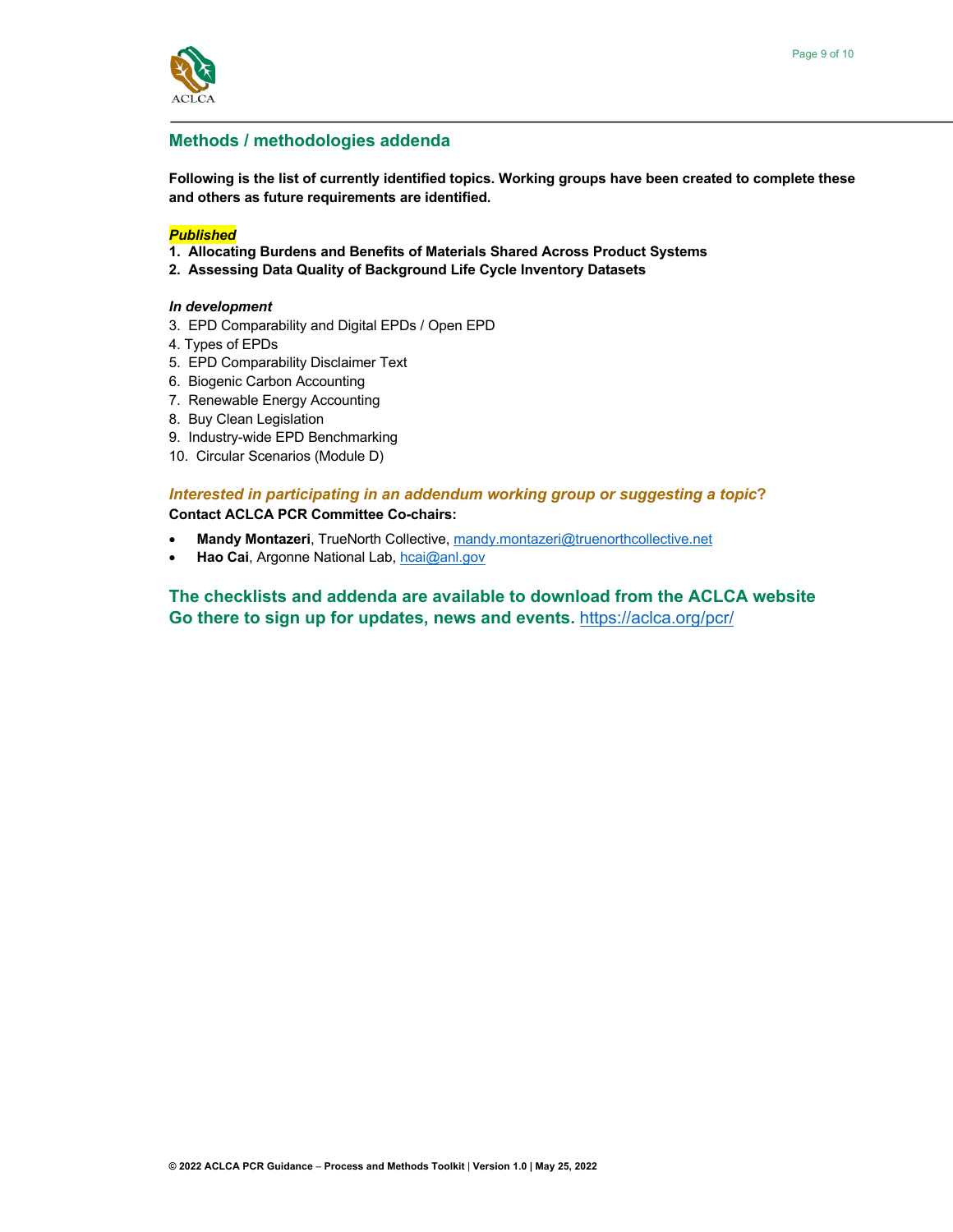## Methods / methodologies addenda

**Following is the list of currently identified topics. Working groups have been created to complete these and others as future requirements are identified.**

***Published***

1. **Allocating Burdens and Benefits of Materials Shared Across Product Systems**
2. **Assessing Data Quality of Background Life Cycle Inventory Datasets**

***In development***

3. EPD Comparability and Digital EPDs / Open EPD
4. Types of EPDs
5. EPD Comparability Disclaimer Text
6. Biogenic Carbon Accounting
7. Renewable Energy Accounting
8. Buy Clean Legislation
9. Industry-wide EPD Benchmarking
10. Circular Scenarios (Module D)

***Interested in participating in an addendum working group or suggesting a topic?***

**Contact ACLCA PCR Committee Co-chairs:**

- **Mandy Montazeri**, TrueNorth Collective, mandy.montazeri@truenorthcollective.net
- **Hao Cai**, Argonne National Lab, hcai@anl.gov

**The checklists and addenda are available to download from the ACLCA website**
**Go there to sign up for updates, news and events.** https://aclca.org/pcr/

**© 2022 ACLCA PCR Guidance – Process and Methods Toolkit | Version 1.0 | May 25, 2022**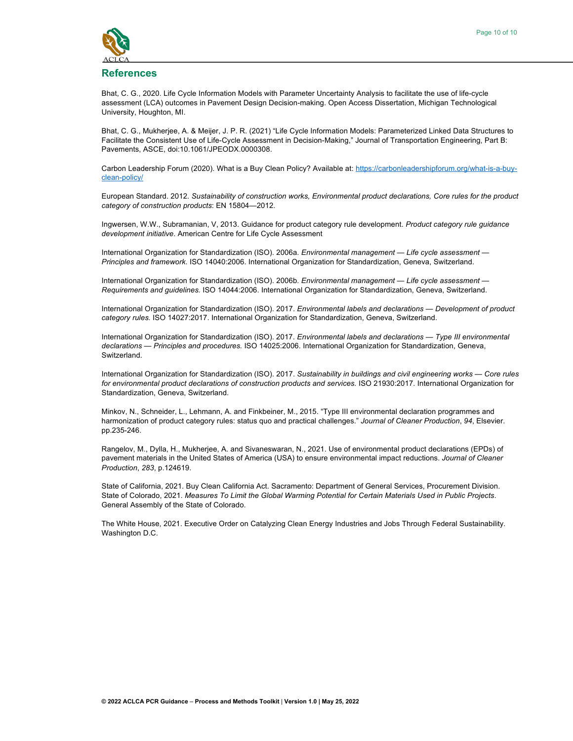## References

Bhat, C. G., 2020. Life Cycle Information Models with Parameter Uncertainty Analysis to facilitate the use of life-cycle assessment (LCA) outcomes in Pavement Design Decision-making. Open Access Dissertation, Michigan Technological University, Houghton, MI.

Bhat, C. G., Mukherjee, A. & Meijer, J. P. R. (2021) "Life Cycle Information Models: Parameterized Linked Data Structures to Facilitate the Consistent Use of Life-Cycle Assessment in Decision-Making," Journal of Transportation Engineering, Part B: Pavements, ASCE, doi:10.1061/JPEODX.0000308.

Carbon Leadership Forum (2020). What is a Buy Clean Policy? Available at: [https://carbonleadershipforum.org/what-is-a-buy-clean-policy/](https://carbonleadershipforum.org/what-is-a-buy-clean-policy/)

European Standard. 2012. *Sustainability of construction works, Environmental product declarations, Core rules for the product category of construction products*: EN 15804—2012.

Ingwersen, W.W., Subramanian, V, 2013. Guidance for product category rule development. *Product category rule guidance development initiative*. American Centre for Life Cycle Assessment

International Organization for Standardization (ISO). 2006a. *Environmental management — Life cycle assessment — Principles and framework.* ISO 14040:2006. International Organization for Standardization, Geneva, Switzerland.

International Organization for Standardization (ISO). 2006b. *Environmental management — Life cycle assessment — Requirements and guidelines.* ISO 14044:2006. International Organization for Standardization, Geneva, Switzerland.

International Organization for Standardization (ISO). 2017. *Environmental labels and declarations — Development of product category rules.* ISO 14027:2017. International Organization for Standardization, Geneva, Switzerland.

International Organization for Standardization (ISO). 2017. *Environmental labels and declarations — Type III environmental declarations — Principles and procedures.* ISO 14025:2006. International Organization for Standardization, Geneva, Switzerland.

International Organization for Standardization (ISO). 2017. *Sustainability in buildings and civil engineering works — Core rules for environmental product declarations of construction products and services.* ISO 21930:2017. International Organization for Standardization, Geneva, Switzerland.

Minkov, N., Schneider, L., Lehmann, A. and Finkbeiner, M., 2015. "Type III environmental declaration programmes and harmonization of product category rules: status quo and practical challenges." *Journal of Cleaner Production*, *94*, Elsevier. pp.235-246.

Rangelov, M., Dylla, H., Mukherjee, A. and Sivaneswaran, N., 2021. Use of environmental product declarations (EPDs) of pavement materials in the United States of America (USA) to ensure environmental impact reductions. *Journal of Cleaner Production*, *283*, p.124619.

State of California, 2021. Buy Clean California Act. Sacramento: Department of General Services, Procurement Division. State of Colorado, 2021. *Measures To Limit the Global Warming Potential for Certain Materials Used in Public Projects*. General Assembly of the State of Colorado.

The White House, 2021. Executive Order on Catalyzing Clean Energy Industries and Jobs Through Federal Sustainability. Washington D.C.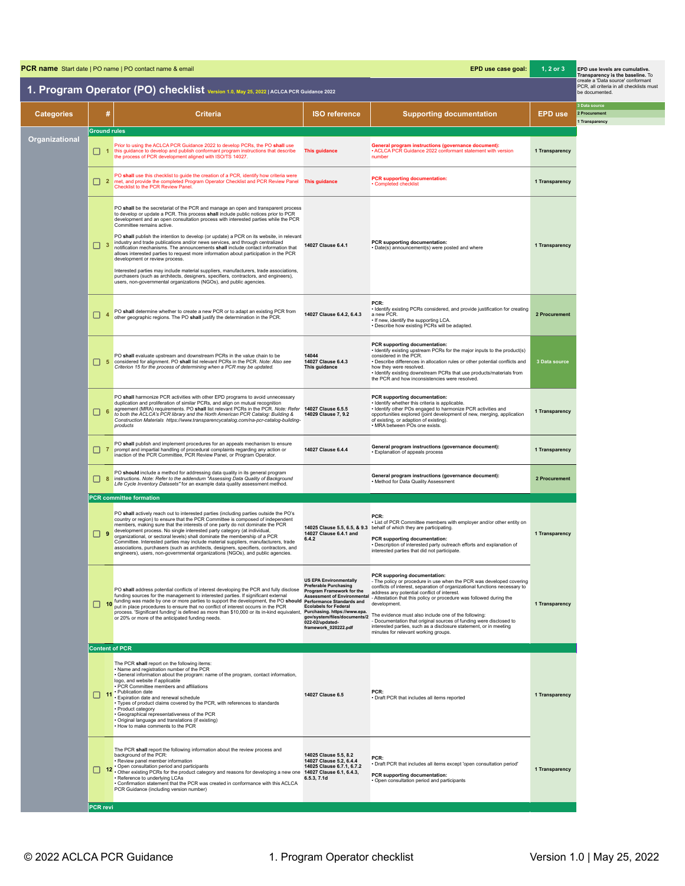**PCR name** Start date | PO name | PO contact name & email

**EPD use case goal:** 1, 2 or 3

EPD use levels are cumulative. Transparency is the baseline. To create a 'Data source' conformant PCR, all criteria in all checklists must be documented.

- 3 Data source
- 2 Procurement
- 1 Transparency

# 1. Program Operator (PO) checklist

Version 1.0, May 25, 2022 | ACLCA PCR Guidance 2022

| Categories | | # | Criteria | ISO reference | Supporting documentation | EPD use |
|---|---|---|---|---|---|---|
| **Organizational** | **Ground rules** | | | | | |
| | ☐ | 1 | Prior to using the ACLCA PCR Guidance 2022 to develop PCRs, the PO **shall** use this guidance to develop and publish conformant program instructions that describe the process of PCR development aligned with ISO/TS 14027. | This guidance | **General program instructions (governance document):**<br>• ACLCA PCR Guidance 2022 conformant statement with version number | 1 Transparency |
| | ☐ | 2 | PO **shall** use this checklist to guide the creation of a PCR, identify how criteria were met, and provide the completed Program Operator Checklist and PCR Review Panel Checklist to the PCR Review Panel. | This guidance | **PCR supporting documentation:**<br>• Completed checklist | 1 Transparency |
| | ☐ | 3 | PO **shall** be the secretariat of the PCR and manage an open and transparent process to develop or update a PCR. This process **shall** include public notices prior to PCR development and an open consultation process with interested parties while the PCR Committee remains active.<br><br>PO **shall** publish the intention to develop (or update) a PCR on its website, in relevant industry and trade publications and/or news services, and through centralized notification mechanisms. The announcements **shall** include contact information that allows interested parties to request more information about participation in the PCR development or review process.<br><br>Interested parties may include material suppliers, manufacturers, trade associations, purchasers (such as architects, designers, specifiers, contractors, and engineers), users, non-governmental organizations (NGOs), and public agencies. | 14027 Clause 6.4.1 | **PCR supporting documentation:**<br>• Date(s) announcement(s) were posted and where | 1 Transparency |
| | ☐ | 4 | PO **shall** determine whether to create a new PCR or to adapt an existing PCR from other geographic regions. The PO **shall** justify the determination in the PCR. | 14027 Clause 6.4.2, 6.4.3 | **PCR:**<br>• Identify existing PCRs considered, and provide justification for creating a new PCR.<br>• If new, identify the supporting LCA.<br>• Describe how existing PCRs will be adapted. | 2 Procurement |
| | ☐ | 5 | PO **shall** evaluate upstream and downstream PCRs in the value chain to be considered for alignment. PO **shall** list relevant PCRs in the PCR. *Note: Also see Criterion 15 for the process of determining when a PCR may be updated.* | 14044<br>14027 Clause 6.4.3<br>This guidance | **PCR supporting documentation:**<br>• Identify existing upstream PCRs for the major inputs to the product(s) considered in the PCR.<br>• Describe differences in allocation rules or other potential conflicts and how they were resolved.<br>• Identify existing downstream PCRs that use products/materials from the PCR and how inconsistencies were resolved. | 3 Data source |
| | ☐ | 6 | PO **shall** harmonize PCR activities with other EPD programs to avoid unnecessary duplication and proliferation of similar PCRs, and align on mutual recognition agreement (MRA) requirements. PO **shall** list relevant PCRs in the PCR. *Note: Refer to both the ACLCA's PCR library and the North American PCR Catalog: Building & Construction Materials https://www.transparencycatalog.com/na-pcr-catalog-building-products* | 14027 Clause 6.5.5<br>14029 Clause 7, 9.2 | **PCR supporting documentation:**<br>• Identify whether this criteria is applicable.<br>• Identify other POs engaged to harmonize PCR activities and opportunities explored (joint development of new, merging, application of existing, or adaption of existing).<br>• MRA between POs one exists. | 1 Transparency |
| | ☐ | 7 | PO **shall** publish and implement procedures for an appeals mechanism to ensure prompt and impartial handling of procedural complaints regarding any action or inaction of the PCR Committee, PCR Review Panel, or Program Operator. | 14027 Clause 6.4.4 | **General program instructions (governance document):**<br>• Explanation of appeals process | 1 Transparency |
| | ☐ | 8 | PO **should** include a method for addressing data quality in its general program instructions. *Note: Refer to the addendum "Assessing Data Quality of Background Life Cycle Inventory Datasets" for an example data quality assessment method.* | | **General program instructions (governance document):**<br>• Method for Data Quality Assessment | 2 Procurement |
| | **PCR committee formation** | | | | | |
| | ☐ | 9 | PO **shall** actively reach out to interested parties (including parties outside the PO's country or region) to ensure that the PCR Committee is composed of independent members, making sure that the interests of one party do not dominate the PCR development process. No single interested party category (at individual, organizational, or sectoral levels) shall dominate the membership of a PCR Committee. Interested parties may include material suppliers, manufacturers, trade associations, purchasers (such as architects, designers, specifiers, contractors, and engineers), users, non-governmental organizations (NGOs), and public agencies. | 14025 Clause 5.5, 6.5, & 9.3<br>14027 Clause 6.4.1 and 6.4.2 | **PCR:**<br>• List of PCR Committee members with employer and/or other entity on behalf of which they are participating.<br><br>**PCR supporting documentation:**<br>• Description of interested party outreach efforts and explanation of interested parties that did not participate. | 1 Transparency |
| | ☐ | 10 | PO **shall** address potential conflicts of interest developing the PCR and fully disclose funding sources for the management to interested parties. If significant external funding was made by one or more parties to support the development, the PO **should** put in place procedures to ensure that no conflict of interest occurs in the PCR process. 'Significant funding' is defined as more than $10,000 or its in-kind equivalent, or 20% or more of the anticipated funding needs. | US EPA Environmentally Preferable Purchasing Program Framework for the Assessment of Environmental Performance Standards and Ecolabels for Federal Purchasing. https://www.epa.gov/system/files/documents/2022-02/updated-framework_020222.pdf | **PCR supporting documentation:**<br>- The policy or procedure in use when the PCR was developed covering conflicts of interest, separation of organizational functions necessary to address any potential conflict of interest.<br>- Attestation that this policy or procedure was followed during the development.<br><br>The evidence must also include one of the following:<br>- Documentation that original sources of funding were disclosed to interested parties, such as a disclosure statement, or in meeting minutes for relevant working groups. | 1 Transparency |
| | **Content of PCR** | | | | | |
| | ☐ | 11 | The PCR **shall** report on the following items:<br>• Name and registration number of the PCR<br>• General information about the program: name of the program, contact information, logo, and website if applicable<br>• PCR Committee members and affiliations<br>• Publication date<br>• Expiration date and renewal schedule<br>• Types of product claims covered by the PCR, with references to standards<br>• Product category<br>• Geographical representativeness of the PCR<br>• Original language and translations (if existing)<br>• How to make comments to the PCR | 14027 Clause 6.5 | **PCR:**<br>• Draft PCR that includes all items reported | 1 Transparency |
| | ☐ | 12 | The PCR **shall** report the following information about the review process and background of the PCR:<br>• Review panel member information<br>• Open consultation period and participants<br>• Other existing PCRs for the product category and reasons for developing a new one<br>• Reference to underlying LCAs<br>• Confirmation statement that the PCR was created in conformance with this ACLCA PCR Guidance (including version number) | 14025 Clause 5.5, 8.2<br>14027 Clause 5.2, 6.4.4<br>14025 Clause 6.7.1, 6.7.2<br>14027 Clause 6.1, 6.4.3, 6.5.3, 7.1d | **PCR:**<br>• Draft PCR that includes all items except 'open consultation period'<br><br>**PCR supporting documentation:**<br>• Open consultation period and participants | 1 Transparency |
| | **PCR revi** | | | | | |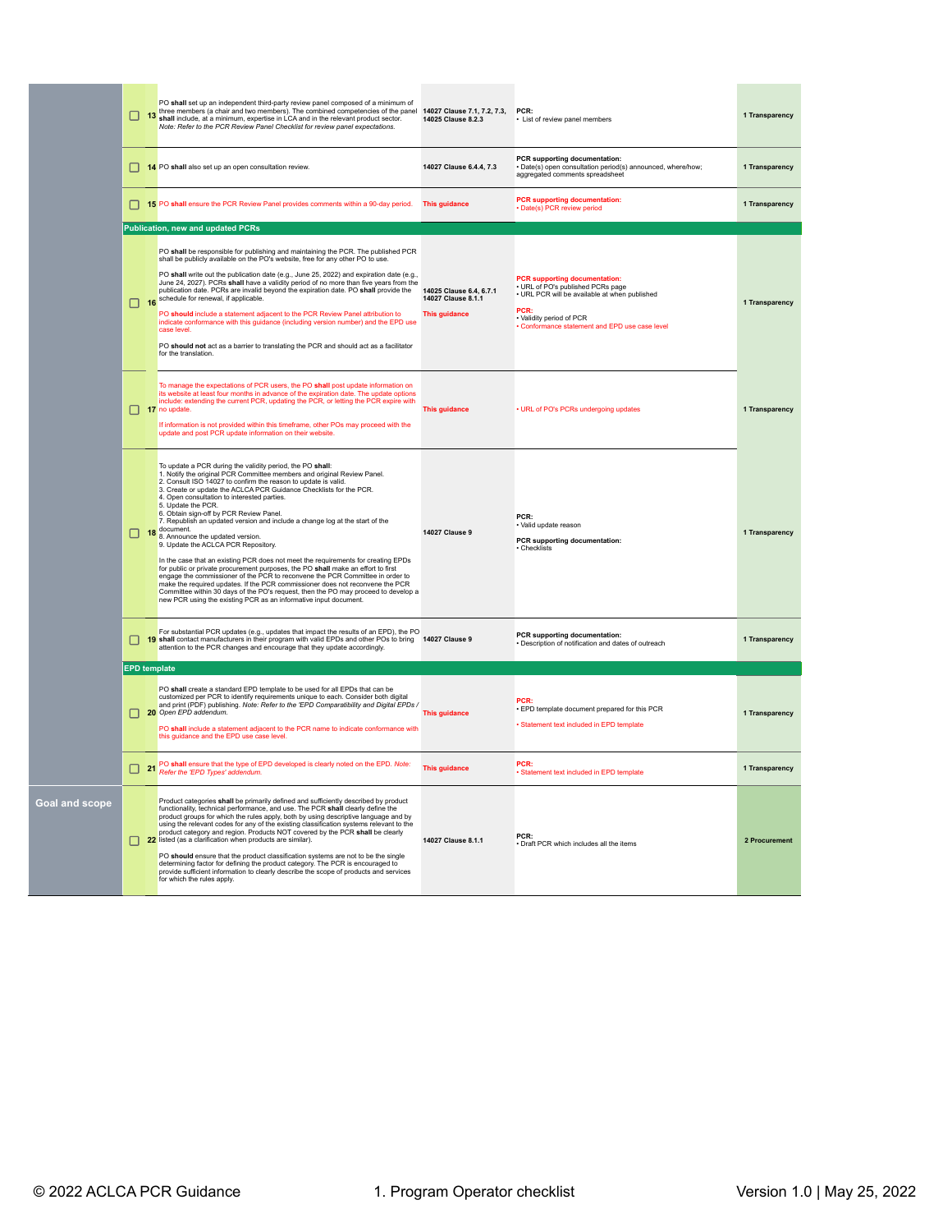| Section | # | Requirement | Reference | Documentation | Category |
|---|---|---|---|---|---|
| | ☐ 13 | PO **shall** set up an independent third-party review panel composed of a minimum of three members (a chair and two members). The combined competencies of the panel **shall** include, at a minimum, expertise in LCA and in the relevant product sector. *Note: Refer to the PCR Review Panel Checklist for review panel expectations.* | 14027 Clause 7.1, 7.2, 7.3, 14025 Clause 8.2.3 | **PCR:** • List of review panel members | 1 Transparency |
| | ☐ 14 | PO **shall** also set up an open consultation review. | 14027 Clause 6.4.4, 7.3 | **PCR supporting documentation:** • Date(s) open consultation period(s) announced, where/how; aggregated comments spreadsheet | 1 Transparency |
| | ☐ 15 | PO **shall** ensure the PCR Review Panel provides comments within a 90-day period. | This guidance | **PCR supporting documentation:** • Date(s) PCR review period | 1 Transparency |
| | | **Publication, new and updated PCRs** | | | |
| | ☐ 16 | PO **shall** be responsible for publishing and maintaining the PCR. The published PCR shall be publicly available on the PO's website, free for any other PO to use.<br><br>PO **shall** write out the publication date (e.g., June 25, 2022) and expiration date (e.g., June 24, 2027). PCRs **shall** have a validity period of no more than five years from the publication date. PCRs are invalid beyond the expiration date. PO **shall** provide the schedule for renewal, if applicable.<br><br>PO **should** include a statement adjacent to the PCR Review Panel attribution to indicate conformance with this guidance (including version number) and the EPD use case level.<br><br>PO **should not** act as a barrier to translating the PCR and should act as a facilitator for the translation. | 14025 Clause 6.4, 6.7.1<br>14027 Clause 8.1.1<br><br>This guidance | **PCR supporting documentation:** • URL of PO's published PCRs page • URL PCR will be available at when published<br><br>**PCR:** • Validity period of PCR • Conformance statement and EPD use case level | 1 Transparency |
| | ☐ 17 | To manage the expectations of PCR users, the PO **shall** post update information on its website at least four months in advance of the expiration date. The update options include: extending the current PCR, updating the PCR, or letting the PCR expire with no update.<br><br>If information is not provided within this timeframe, other POs may proceed with the update and post PCR update information on their website. | This guidance | • URL of PO's PCRs undergoing updates | 1 Transparency |
| | ☐ 18 | To update a PCR during the validity period, the PO **shall**:<br>1. Notify the original PCR Committee members and original Review Panel.<br>2. Consult ISO 14027 to confirm the reason to update is valid.<br>3. Create or update the ACLCA PCR Guidance Checklists for the PCR.<br>4. Open consultation to interested parties.<br>5. Update the PCR.<br>6. Obtain sign-off by PCR Review Panel.<br>7. Republish an updated version and include a change log at the start of the document.<br>8. Announce the updated version.<br>9. Update the ACLCA PCR Repository.<br><br>In the case that an existing PCR does not meet the requirements for creating EPDs for public or private procurement purposes, the PO **shall** make an effort to first engage the commissioner of the PCR to reconvene the PCR Committee in order to make the required updates. If the PCR commissioner does not reconvene the PCR Committee within 30 days of the PO's request, then the PO may proceed to develop a new PCR using the existing PCR as an informative input document. | 14027 Clause 9 | **PCR:** • Valid update reason<br><br>**PCR supporting documentation:** • Checklists | 1 Transparency |
| | ☐ 19 | For substantial PCR updates (e.g., updates that impact the results of an EPD), the PO **shall** contact manufacturers in their program with valid EPDs and other POs to bring attention to the PCR changes and encourage that they update accordingly. | 14027 Clause 9 | **PCR supporting documentation:** • Description of notification and dates of outreach | 1 Transparency |
| | | **EPD template** | | | |
| | ☐ 20 | PO **shall** create a standard EPD template to be used for all EPDs that can be customized per PCR to identify requirements unique to each. Consider both digital and print (PDF) publishing. *Note: Refer to the 'EPD Comparability and Digital EPDs / Open EPD addendum.*<br><br>PO **shall** include a statement adjacent to the PCR name to indicate conformance with this guidance and the EPD use case level. | This guidance | **PCR:** • EPD template document prepared for this PCR<br><br>• Statement text included in EPD template | 1 Transparency |
| | ☐ 21 | PO **shall** ensure that the type of EPD developed is clearly noted on the EPD. *Note: Refer the 'EPD Types' addendum.* | This guidance | **PCR:** • Statement text included in EPD template | 1 Transparency |
| **Goal and scope** | ☐ 22 | Product categories **shall** be primarily defined and sufficiently described by product functionality, technical performance, and use. The PCR **shall** clearly define the product groups for which the rules apply, both by using descriptive language and by using the relevant codes for any of the existing classification systems relevant to the product category and region. Products NOT covered by the PCR **shall** be clearly listed (as a clarification when products are similar).<br><br>PO **should** ensure that the product classification systems are not to be the single determining factor for defining the product category. The PCR is encouraged to provide sufficient information to clearly describe the scope of products and services for which the rules apply. | 14027 Clause 8.1.1 | **PCR:** • Draft PCR which includes all the items | 2 Procurement |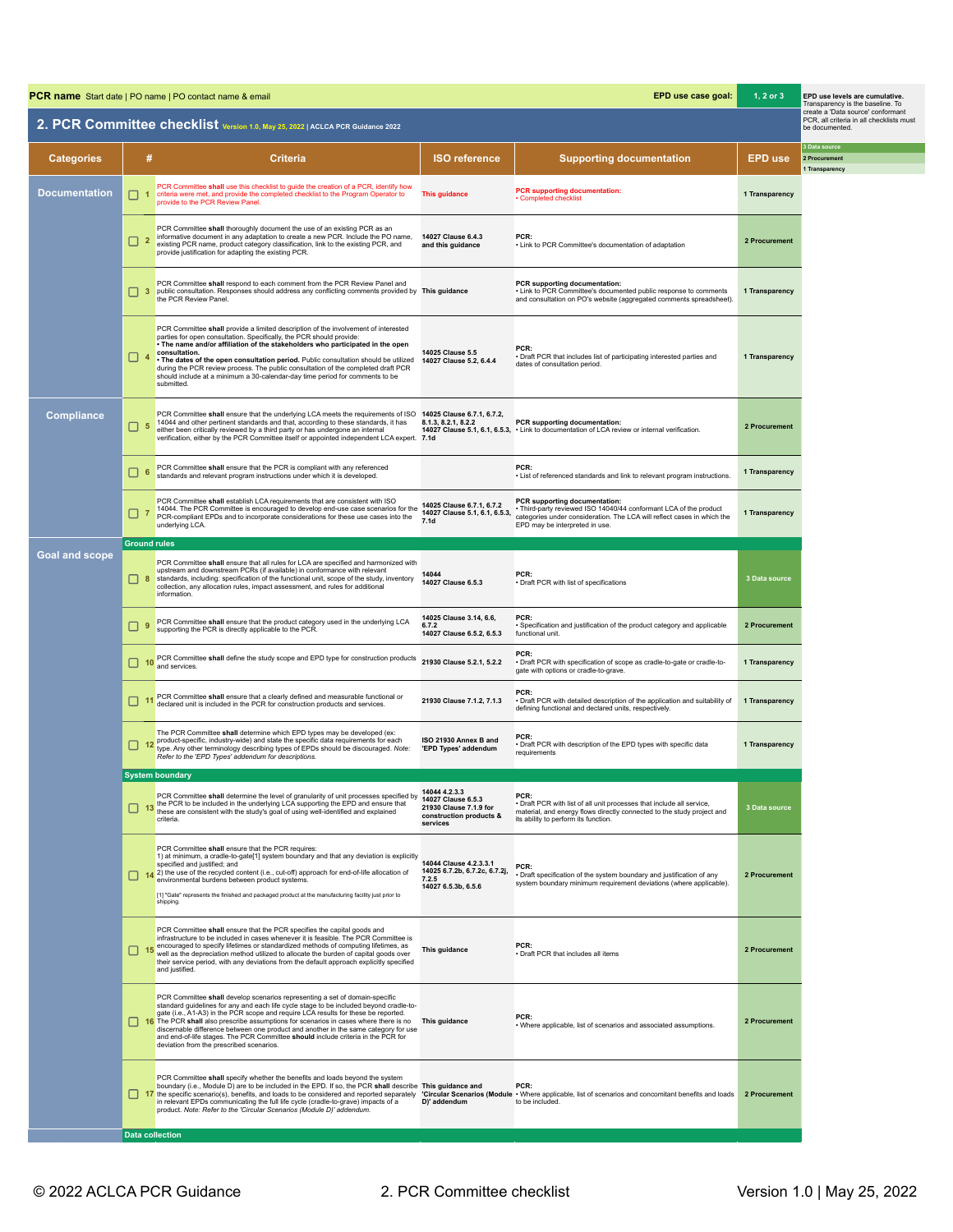**PCR name** Start date | PO name | PO contact name & email

**EPD use case goal:** 1, 2 or 3

EPD use levels are cumulative. Transparency is the baseline. To create a 'Data source' conformant PCR, all criteria in all checklists must be documented.

## 2. PCR Committee checklist

Version 1.0, May 25, 2022 | ACLCA PCR Guidance 2022

EPD use legend: 3 Data source | 2 Procurement | 1 Transparency

| Categories | # | Criteria | ISO reference | Supporting documentation | EPD use |
|---|---|---|---|---|---|
| Documentation | ☐ 1 | PCR Committee **shall** use this checklist to guide the creation of a PCR, identify how criteria were met, and provide the completed checklist to the Program Operator to provide to the PCR Review Panel. | This guidance | **PCR supporting documentation:** • Completed checklist | 1 Transparency |
| | ☐ 2 | PCR Committee **shall** thoroughly document the use of an existing PCR as an informative document in any adaptation to create a new PCR. Include the PO name, existing PCR name, product category classification, link to the existing PCR, and provide justification for adapting the existing PCR. | 14027 Clause 6.4.3 and this guidance | **PCR:** • Link to PCR Committee's documentation of adaptation | 2 Procurement |
| | ☐ 3 | PCR Committee **shall** respond to each comment from the PCR Review Panel and public consultation. Responses should address any conflicting comments provided by the PCR Review Panel. | This guidance | **PCR supporting documentation:** • Link to PCR Committee's documented public response to comments and consultation on PO's website (aggregated comments spreadsheet). | 1 Transparency |
| | ☐ 4 | PCR Committee **shall** provide a limited description of the involvement of interested parties for open consultation. Specifically, the PCR should provide: • **The name and/or affiliation of the stakeholders who participated in the open consultation.** • **The dates of the open consultation period.** Public consultation should be utilized during the PCR review process. The public consultation of the completed draft PCR should include at a minimum a 30-calendar-day time period for comments to be submitted. | 14025 Clause 5.5 14027 Clause 5.2, 6.4.4 | **PCR:** • Draft PCR that includes list of participating interested parties and dates of consultation period. | 1 Transparency |
| Compliance | ☐ 5 | PCR Committee **shall** ensure that the underlying LCA meets the requirements of ISO 14044 and other pertinent standards and that, according to these standards, it has either been critically reviewed by a third party or has undergone an internal verification, either by the PCR Committee itself or appointed independent LCA expert. | 14025 Clause 6.7.1, 6.7.2, 8.1.3, 8.2.1, 8.2.2 14027 Clause 5.1, 6.1, 6.5.3, 7.1d | **PCR supporting documentation:** • Link to documentation of LCA review or internal verification. | 2 Procurement |
| | ☐ 6 | PCR Committee **shall** ensure that the PCR is compliant with any referenced standards and relevant program instructions under which it is developed. | | **PCR:** • List of referenced standards and link to relevant program instructions. | 1 Transparency |
| | ☐ 7 | PCR Committee **shall** establish LCA requirements that are consistent with ISO 14044. The PCR Committee is encouraged to develop end-use case scenarios for the PCR-compliant EPDs and to incorporate considerations for these use cases into the underlying LCA. | 14025 Clause 6.7.1, 6.7.2 14027 Clause 5.1, 6.1, 6.5.3, 7.1d | **PCR supporting documentation:** • Third-party reviewed ISO 14040/44 conformant LCA of the product categories under consideration. The LCA will reflect cases in which the EPD may be interpreted in use. | 1 Transparency |
| Goal and scope | | **Ground rules** | | | |
| | ☐ 8 | PCR Committee **shall** ensure that all rules for LCA are specified and harmonized with upstream and downstream PCRs (if available) in conformance with relevant standards, including: specification of the functional unit, scope of the study, inventory collection, any allocation rules, impact assessment, and rules for additional information. | 14044 14027 Clause 6.5.3 | **PCR:** • Draft PCR with list of specifications | 3 Data source |
| | ☐ 9 | PCR Committee **shall** ensure that the product category used in the underlying LCA supporting the PCR is directly applicable to the PCR. | 14025 Clause 3.14, 6.6, 6.7.2 14027 Clause 6.5.2, 6.5.3 | **PCR:** • Specification and justification of the product category and applicable functional unit. | 2 Procurement |
| | ☐ 10 | PCR Committee **shall** define the study scope and EPD type for construction products and services. | 21930 Clause 5.2.1, 5.2.2 | **PCR:** • Draft PCR with specification of scope as cradle-to-gate or cradle-to-gate with options or cradle-to-grave. | 1 Transparency |
| | ☐ 11 | PCR Committee **shall** ensure that a clearly defined and measurable functional or declared unit is included in the PCR for construction products and services. | 21930 Clause 7.1.2, 7.1.3 | **PCR:** • Draft PCR with detailed description of the application and suitability of defining functional and declared units, respectively. | 1 Transparency |
| | ☐ 12 | The PCR Committee **shall** determine which EPD types may be developed (ex: product-specific, industry-wide) and state the specific data requirements for each type. Any other terminology describing types of EPDs should be discouraged. *Note: Refer to the 'EPD Types' addendum for descriptions.* | ISO 21930 Annex B and 'EPD Types' addendum | **PCR:** • Draft PCR with description of the EPD types with specific data requirements | 1 Transparency |
| | | **System boundary** | | | |
| | ☐ 13 | PCR Committee **shall** determine the level of granularity of unit processes specified by the PCR to be included in the underlying LCA supporting the EPD and ensure that these are consistent with the study's goal of using well-identified and explained criteria. | 14044 4.2.3.3 14027 Clause 6.5.3 21930 Clause 7.1.9 for construction products & services | **PCR:** • Draft PCR with list of all unit processes that include all service, material, and energy flows directly connected to the study project and its ability to perform its function. | 3 Data source |
| | ☐ 14 | PCR Committee **shall** ensure that the PCR requires: 1) at minimum, a cradle-to-gate[1] system boundary and that any deviation is explicitly specified and justified; and 2) the use of the recycled content (i.e., cut-off) approach for end-of-life allocation of environmental burdens between product systems. [1] "Gate" represents the finished and packaged product at the manufacturing facility just prior to shipping. | 14044 Clause 4.2.3.3.1 14025 6.7.2b, 6.7.2c, 6.7.2j, 7.2.5 14027 6.5.3b, 6.5.6 | **PCR:** • Draft specification of the system boundary and justification of any system boundary minimum requirement deviations (where applicable). | 2 Procurement |
| | ☐ 15 | PCR Committee **shall** ensure that the PCR specifies the capital goods and infrastructure to be included in cases whenever it is feasible. The PCR Committee is encouraged to specify lifetimes or standardized methods of computing lifetimes, as well as the depreciation method utilized to allocate the burden of capital goods over their service period, with any deviations from the default approach explicitly specified and justified. | This guidance | **PCR:** • Draft PCR that includes all items | 2 Procurement |
| | ☐ 16 | PCR Committee **shall** develop scenarios representing a set of domain-specific standard guidelines for any and each life cycle stage to be included beyond cradle-to-gate (i.e., A1-A3) in the PCR scope and require LCA results for these be reported. The PCR **shall** also prescribe assumptions for scenarios in cases where there is no discernable difference between one product and another in the same category for use and end-of-life stages. The PCR Committee **should** include criteria in the PCR for deviation from the prescribed scenarios. | This guidance | **PCR:** • Where applicable, list of scenarios and associated assumptions. | 2 Procurement |
| | ☐ 17 | PCR Committee **shall** specify whether the benefits and loads beyond the system boundary (i.e., Module D) are to be included in the EPD. If so, the PCR **shall** describe the specific scenario(s), benefits, and loads to be considered and reported separately in relevant EPDs communicating the full life cycle (cradle-to-grave) impacts of a product. *Note: Refer to the 'Circular Scenarios (Module D)' addendum.* | This guidance and 'Circular Scenarios (Module D)' addendum | **PCR:** • Where applicable, list of scenarios and concomitant benefits and loads to be included. | 2 Procurement |
| | | **Data collection** | | | |

© 2022 ACLCA PCR Guidance | 2. PCR Committee checklist | Version 1.0 | May 25, 2022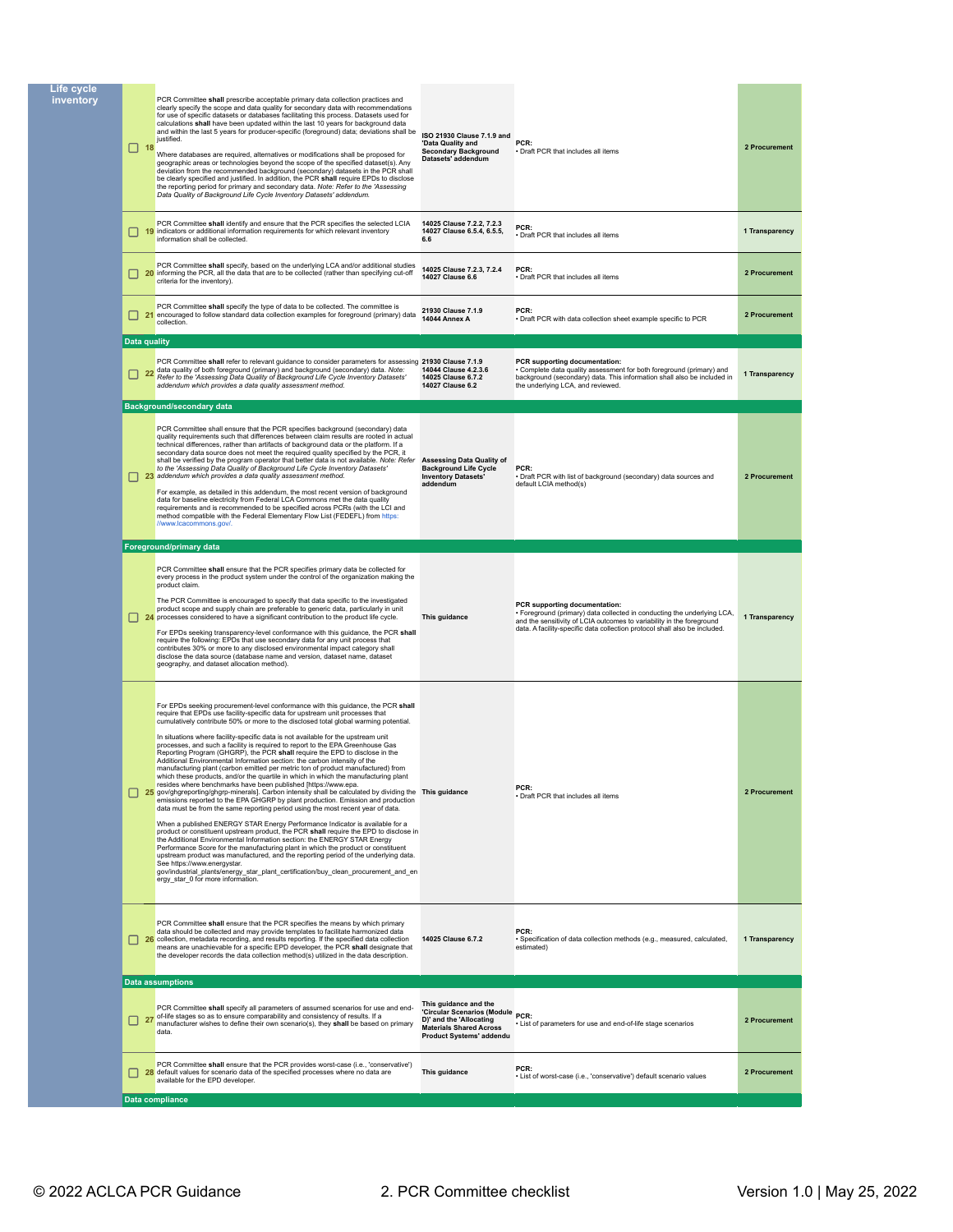| Category | # | Requirement | Reference | Deliverable | Level |
|---|---|---|---|---|---|
| **Life cycle inventory** | ☐ 18 | PCR Committee **shall** prescribe acceptable primary data collection practices and clearly specify the scope and data quality for secondary data with recommendations for use of specific datasets or databases facilitating this process. Datasets used for calculations **shall** have been updated within the last 10 years for background data and within the last 5 years for producer-specific (foreground) data; deviations shall be justified.<br><br>Where databases are required, alternatives or modifications shall be proposed for geographic areas or technologies beyond the scope of the specified dataset(s). Any deviation from the recommended background (secondary) datasets in the PCR shall be clearly specified and justified. In addition, the PCR **shall** require EPDs to disclose the reporting period for primary and secondary data. *Note: Refer to the 'Assessing Data Quality of Background Life Cycle Inventory Datasets' addendum.* | **ISO 21930 Clause 7.1.9 and 'Data Quality and Secondary Background Datasets' addendum** | **PCR:**<br>• Draft PCR that includes all items | **2 Procurement** |
| | ☐ 19 | PCR Committee **shall** identify and ensure that the PCR specifies the selected LCIA indicators or additional information requirements for which relevant inventory information shall be collected. | **14025 Clause 7.2.2, 7.2.3**<br>**14027 Clause 6.5.4, 6.5.5, 6.6** | **PCR:**<br>• Draft PCR that includes all items | **1 Transparency** |
| | ☐ 20 | PCR Committee **shall** specify, based on the underlying LCA and/or additional studies informing the PCR, all the data that are to be collected (rather than specifying cut-off criteria for the inventory). | **14025 Clause 7.2.3, 7.2.4**<br>**14027 Clause 6.6** | **PCR:**<br>• Draft PCR that includes all items | **2 Procurement** |
| | ☐ 21 | PCR Committee **shall** specify the type of data to be collected. The committee is encouraged to follow standard data collection examples for foreground (primary) data collection. | **21930 Clause 7.1.9**<br>**14044 Annex A** | **PCR:**<br>• Draft PCR with data collection sheet example specific to PCR | **2 Procurement** |
| **Data quality** | | | | | |
| | ☐ 22 | PCR Committee **shall** refer to relevant guidance to consider parameters for assessing data quality of both foreground (primary) and background (secondary) data. *Note: Refer to the 'Assessing Data Quality of Background Life Cycle Inventory Datasets' addendum which provides a data quality assessment method.* | **21930 Clause 7.1.9**<br>**14044 Clause 4.2.3.6**<br>**14025 Clause 6.7.2**<br>**14027 Clause 6.2** | **PCR supporting documentation:**<br>• Complete data quality assessment for both foreground (primary) and background (secondary) data. This information shall also be included in the underlying LCA, and reviewed. | **1 Transparency** |
| **Background/secondary data** | | | | | |
| | ☐ 23 | PCR Committee shall ensure that the PCR specifies background (secondary) data quality requirements such that differences between claim results are rooted in actual technical differences, rather than artifacts of background data or the platform. If a secondary data source does not meet the required quality specified by the PCR, it shall be verified by the program operator that better data is not available. *Note: Refer to the 'Assessing Data Quality of Background Life Cycle Inventory Datasets' addendum which provides a data quality assessment method.*<br><br>For example, as detailed in this addendum, the most recent version of background data for baseline electricity from Federal LCA Commons met the data quality requirements and is recommended to be specified across PCRs (with the LCI and method compatible with the Federal Elementary Flow List (FEDEFL) from https://www.lcacommons.gov/. | **Assessing Data Quality of Background Life Cycle Inventory Datasets' addendum** | **PCR:**<br>• Draft PCR with list of background (secondary) data sources and default LCIA method(s) | **2 Procurement** |
| **Foreground/primary data** | | | | | |
| | ☐ 24 | PCR Committee **shall** ensure that the PCR specifies primary data be collected for every process in the product system under the control of the organization making the product claim.<br><br>The PCR Committee is encouraged to specify that data specific to the investigated product scope and supply chain are preferable to generic data, particularly in unit processes considered to have a significant contribution to the product life cycle.<br><br>For EPDs seeking transparency-level conformance with this guidance, the PCR **shall** require the following: EPDs that use secondary data for any unit process that contributes 30% or more to any disclosed environmental impact category shall disclose the data source (database name and version, dataset name, dataset geography, and dataset allocation method). | **This guidance** | **PCR supporting documentation:**<br>• Foreground (primary) data collected in conducting the underlying LCA, and the sensitivity of LCIA outcomes to variability in the foreground data. A facility-specific data collection protocol shall also be included. | **1 Transparency** |
| | ☐ 25 | For EPDs seeking procurement-level conformance with this guidance, the PCR **shall** require that EPDs use facility-specific data for upstream unit processes that cumulatively contribute 50% or more to the disclosed total global warming potential.<br><br>In situations where facility-specific data is not available for the upstream unit processes, and such a facility is required to report to the EPA Greenhouse Gas Reporting Program (GHGRP), the PCR **shall** require the EPD to disclose in the Additional Environmental Information section: the carbon intensity of the manufacturing plant (carbon emitted per metric ton of product manufactured) from which these products, and/or the quartile in which in which the manufacturing plant resides where benchmarks have been published [https://www.epa.gov/ghgreporting/ghgrp-minerals]. Carbon intensity shall be calculated by dividing the emissions reported to the EPA GHGRP by plant production. Emission and production data must be from the same reporting period using the most recent year of data.<br><br>When a published ENERGY STAR Energy Performance Indicator is available for a product or constituent upstream product, the PCR **shall** require the EPD to disclose in the Additional Environmental Information section: the ENERGY STAR Energy Performance Score for the manufacturing plant in which the product or constituent upstream product was manufactured, and the reporting period of the underlying data. See https://www.energystar.gov/industrial_plants/energy_star_plant_certification/buy_clean_procurement_and_energy_star_0 for more information. | **This guidance** | **PCR:**<br>• Draft PCR that includes all items | **2 Procurement** |
| | ☐ 26 | PCR Committee **shall** ensure that the PCR specifies the means by which primary data should be collected and may provide templates to facilitate harmonized data collection, metadata recording, and results reporting. If the specified data collection means are unachievable for a specific EPD developer, the PCR **shall** designate that the developer records the data collection method(s) utilized in the data description. | **14025 Clause 6.7.2** | **PCR:**<br>• Specification of data collection methods (e.g., measured, calculated, estimated) | **1 Transparency** |
| **Data assumptions** | | | | | |
| | ☐ 27 | PCR Committee **shall** specify all parameters of assumed scenarios for use and end-of-life stages so as to ensure comparability and consistency of results. If a manufacturer wishes to define their own scenario(s), they **shall** be based on primary data. | **This guidance and the 'Circular Scenarios (Module D)' and the 'Allocating Materials Shared Across Product Systems' addendu** | **PCR:**<br>• List of parameters for use and end-of-life stage scenarios | **2 Procurement** |
| | ☐ 28 | PCR Committee **shall** ensure that the PCR provides worst-case (i.e., 'conservative') default values for scenario data of the specified processes where no data are available for the EPD developer. | **This guidance** | **PCR:**<br>• List of worst-case (i.e., 'conservative') default scenario values | **2 Procurement** |
| **Data compliance** | | | | | |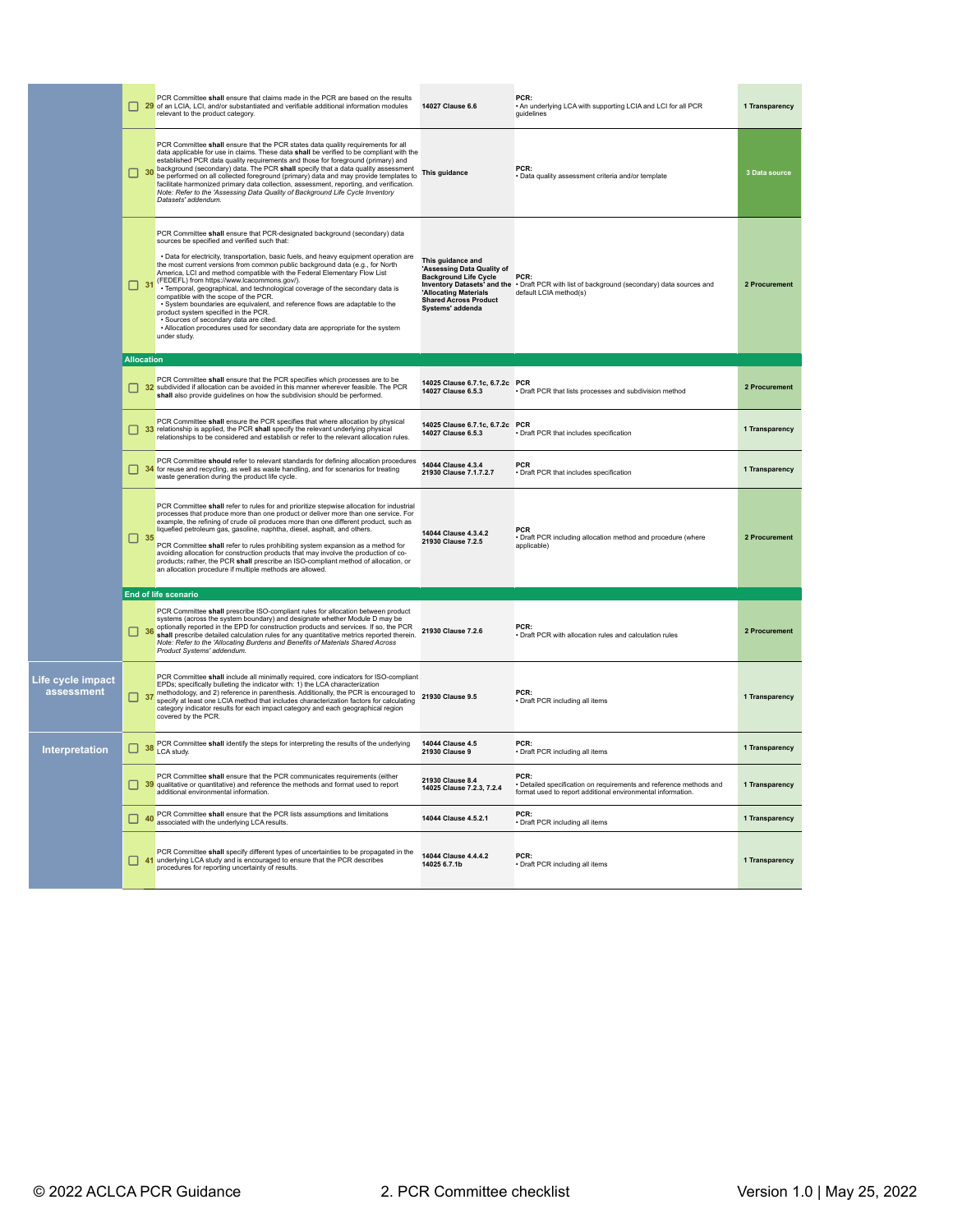| Category | # | Requirement | Reference | Deliverable | Level |
|---|---|---|---|---|---|
| | ☐ 29 | PCR Committee **shall** ensure that claims made in the PCR are based on the results of an LCIA, LCI, and/or substantiated and verifiable additional information modules relevant to the product category. | 14027 Clause 6.6 | **PCR:** • An underlying LCA with supporting LCIA and LCI for all PCR guidelines | 1 Transparency |
| | ☐ 30 | PCR Committee **shall** ensure that the PCR states data quality requirements for all data applicable for use in claims. These data **shall** be verified to be compliant with the established PCR data quality requirements and those for foreground (primary) and background (secondary) data. The PCR **shall** specify that a data quality assessment be performed on all collected foreground (primary) data and may provide templates to facilitate harmonized primary data collection, assessment, reporting, and verification. *Note: Refer to the 'Assessing Data Quality of Background Life Cycle Inventory Datasets' addendum.* | This guidance | **PCR:** • Data quality assessment criteria and/or template | 3 Data source |
| | ☐ 31 | PCR Committee **shall** ensure that PCR-designated background (secondary) data sources be specified and verified such that: • Data for electricity, transportation, basic fuels, and heavy equipment operation are the most current versions from common public background data (e.g., for North America, LCI and method compatible with the Federal Elementary Flow List (FEDEFL) from https://www.lcacommons.gov/). • Temporal, geographical, and technological coverage of the secondary data is compatible with the scope of the PCR. • System boundaries are equivalent, and reference flows are adaptable to the product system specified in the PCR. • Sources of secondary data are cited. • Allocation procedures used for secondary data are appropriate for the system under study. | This guidance and 'Assessing Data Quality of Background Life Cycle Inventory Datasets' and the 'Allocating Materials Shared Across Product Systems' addenda | **PCR:** • Draft PCR with list of background (secondary) data sources and default LCIA method(s) | 2 Procurement |
| | | **Allocation** | | | |
| | ☐ 32 | PCR Committee **shall** ensure that the PCR specifies which processes are to be subdivided if allocation can be avoided in this manner wherever feasible. The PCR **shall** also provide guidelines on how the subdivision should be performed. | 14025 Clause 6.7.1c, 6.7.2c 14027 Clause 6.5.3 | **PCR** • Draft PCR that lists processes and subdivision method | 2 Procurement |
| | ☐ 33 | PCR Committee **shall** ensure the PCR specifies that where allocation by physical relationship is applied, the PCR **shall** specify the relevant underlying physical relationships to be considered and establish or refer to the relevant allocation rules. | 14025 Clause 6.7.1c, 6.7.2c 14027 Clause 6.5.3 | **PCR** • Draft PCR that includes specification | 1 Transparency |
| | ☐ 34 | PCR Committee **should** refer to relevant standards for defining allocation procedures for reuse and recycling, as well as waste handling, and for scenarios for treating waste generation during the product life cycle. | 14044 Clause 4.3.4 21930 Clause 7.1.7.2.7 | **PCR** • Draft PCR that includes specification | 1 Transparency |
| | ☐ 35 | PCR Committee **shall** refer to rules for and prioritize stepwise allocation for industrial processes that produce more than one product or deliver more than one service. For example, the refining of crude oil produces more than one different product, such as liquefied petroleum gas, gasoline, naphtha, diesel, asphalt, and others. PCR Committee **shall** refer to rules prohibiting system expansion as a method for avoiding allocation for construction products that may involve the production of co-products; rather, the PCR **shall** prescribe an ISO-compliant method of allocation, or an allocation procedure if multiple methods are allowed. | 14044 Clause 4.3.4.2 21930 Clause 7.2.5 | **PCR** • Draft PCR including allocation method and procedure (where applicable) | 2 Procurement |
| | | **End of life scenario** | | | |
| | ☐ 36 | PCR Committee **shall** prescribe ISO-compliant rules for allocation between product systems (across the system boundary) and designate whether Module D may be optionally reported in the EPD for construction products and services. If so, the PCR **shall** prescribe detailed calculation rules for any quantitative metrics reported therein. *Note: Refer to the 'Allocating Burdens and Benefits of Materials Shared Across Product Systems' addendum.* | 21930 Clause 7.2.6 | **PCR:** • Draft PCR with allocation rules and calculation rules | 2 Procurement |
| **Life cycle impact assessment** | ☐ 37 | PCR Committee **shall** include all minimally required, core indicators for ISO-compliant EPDs; specifically bulleting the indicator with: 1) the LCA characterization methodology, and 2) reference in parenthesis. Additionally, the PCR is encouraged to specify at least one LCIA method that includes characterization factors for calculating category indicator results for each impact category and each geographical region covered by the PCR. | 21930 Clause 9.5 | **PCR:** • Draft PCR including all items | 1 Transparency |
| **Interpretation** | ☐ 38 | PCR Committee **shall** identify the steps for interpreting the results of the underlying LCA study. | 14044 Clause 4.5 21930 Clause 9 | **PCR:** • Draft PCR including all items | 1 Transparency |
| | ☐ 39 | PCR Committee **shall** ensure that the PCR communicates requirements (either qualitative or quantitative) and reference the methods and format used to report additional environmental information. | 21930 Clause 8.4 14025 Clause 7.2.3, 7.2.4 | **PCR:** • Detailed specification on requirements and reference methods and format used to report additional environmental information. | 1 Transparency |
| | ☐ 40 | PCR Committee **shall** ensure that the PCR lists assumptions and limitations associated with the underlying LCA results. | 14044 Clause 4.5.2.1 | **PCR:** • Draft PCR including all items | 1 Transparency |
| | ☐ 41 | PCR Committee **shall** specify different types of uncertainties to be propagated in the underlying LCA study and is encouraged to ensure that the PCR describes procedures for reporting uncertainty of results. | 14044 Clause 4.4.4.2 14025 6.7.1b | **PCR:** • Draft PCR including all items | 1 Transparency |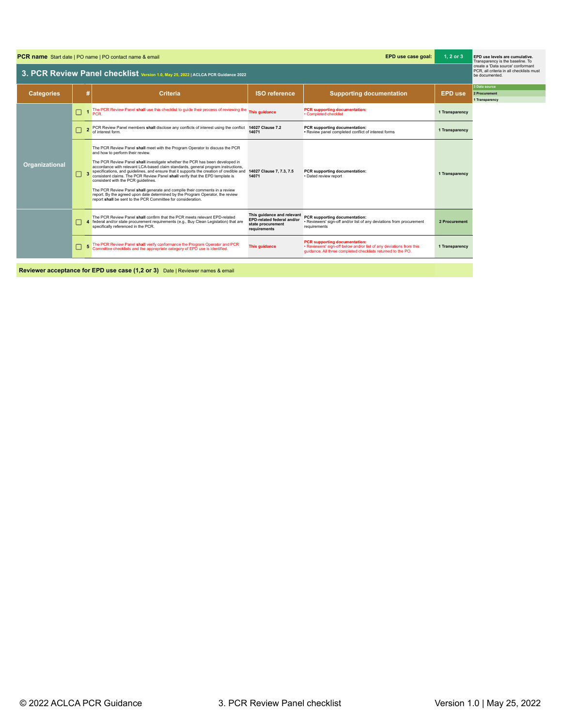**PCR name** Start date | PO name | PO contact name & email

**EPD use case goal:** 1, 2 or 3

**EPD use levels are cumulative.** Transparency is the baseline. To create a 'Data source' conformant PCR, all criteria in all checklists must be documented.

3 Data source
2 Procurement
1 Transparency

## 3. PCR Review Panel checklist

Version 1.0, May 25, 2022 | ACLCA PCR Guidance 2022

| Categories | # | Criteria | ISO reference | Supporting documentation | EPD use |
|---|---|---|---|---|---|
| Organizational | ☐ 1 | The PCR Review Panel **shall** use this checklist to guide their process of reviewing the PCR. | This guidance | **PCR supporting documentation:**<br>• Completed checklist | 1 Transparency |
| | ☐ 2 | PCR Review Panel members **shall** disclose any conflicts of interest using the conflict of interest form. | 14027 Clause 7.2<br>14071 | **PCR supporting documentation:**<br>• Review panel completed conflict of interest forms | 1 Transparency |
| | ☐ 3 | The PCR Review Panel **shall** meet with the Program Operator to discuss the PCR and how to perform their review.<br><br>The PCR Review Panel **shall** investigate whether the PCR has been developed in accordance with relevant LCA-based claim standards, general program instructions, specifications, and guidelines, and ensure that it supports the creation of credible and consistent claims. The PCR Review Panel **shall** verify that the EPD template is consistent with the PCR guidelines.<br><br>The PCR Review Panel **shall** generate and compile their comments in a review report. By the agreed upon date determined by the Program Operator, the review report **shall** be sent to the PCR Committee for consideration. | 14027 Clause 7, 7.3, 7.5<br>14071 | **PCR supporting documentation:**<br>• Dated review report | 1 Transparency |
| | ☐ 4 | The PCR Review Panel **shall** confirm that the PCR meets relevant EPD-related federal and/or state procurement requirements (e.g., Buy Clean Legislation) that are specifically referenced in the PCR. | This guidance and relevant EPD-related federal and/or state procurement requirements | **PCR supporting documentation:**<br>• Reviewers' sign-off and/or list of any deviations from procurement requirements | 2 Procurement |
| | ☐ 5 | The PCR Review Panel **shall** verify conformance the Program Operator and PCR Committee checklists and the appropriate category of EPD use is identified. | This guidance | **PCR supporting documentation:**<br>• Reviewers' sign-off below and/or list of any deviations from this guidance. All three completed checklists returned to the PO. | 1 Transparency |

**Reviewer acceptance for EPD use case (1,2 or 3)** Date | Reviewer names & email